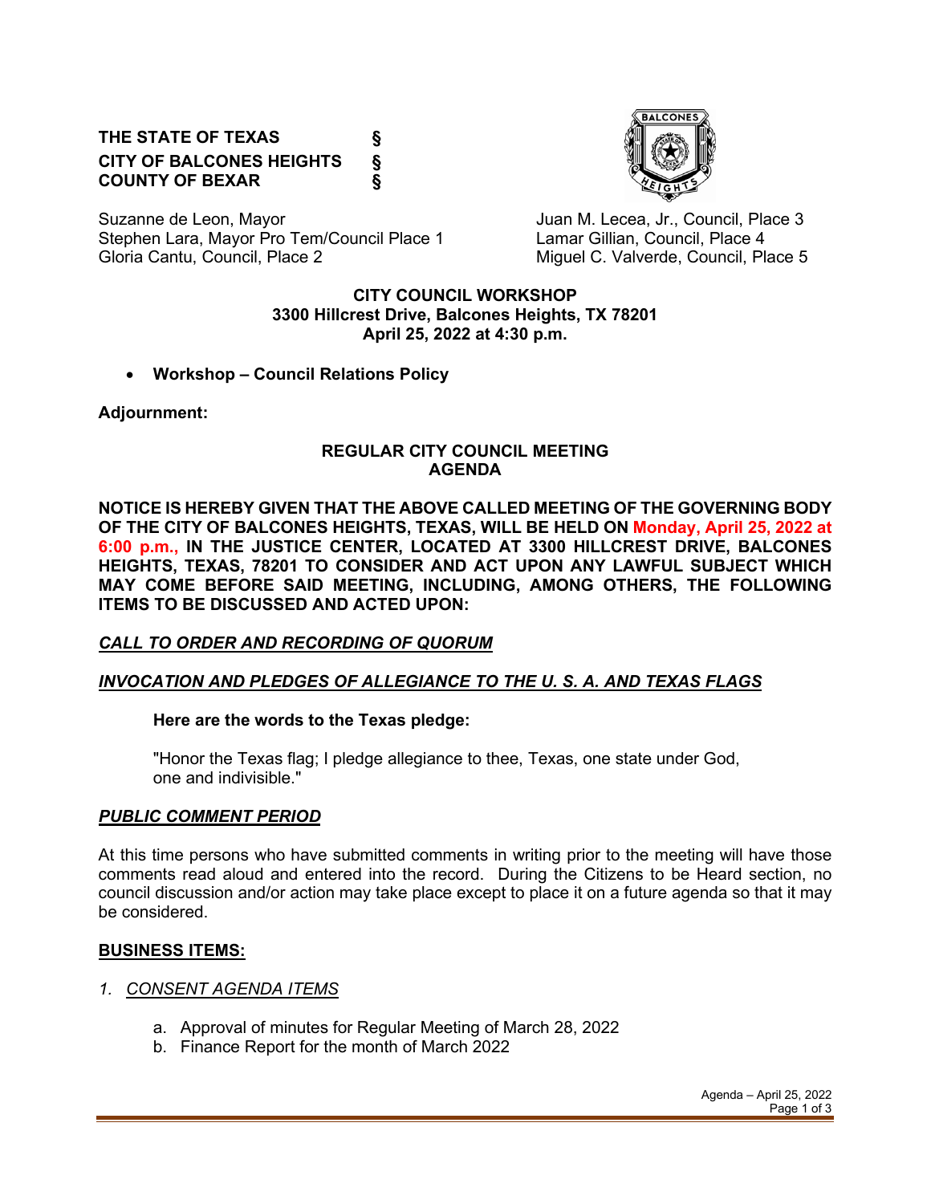**THE STATE OF TEXAS §**
**CITY OF BALCONES HEIGHTS §**
**COUNTY OF BEXAR §**

Suzanne de Leon, Mayor
Stephen Lara, Mayor Pro Tem/Council Place 1
Gloria Cantu, Council, Place 2
Juan M. Lecea, Jr., Council, Place 3
Lamar Gillian, Council, Place 4
Miguel C. Valverde, Council, Place 5

**CITY COUNCIL WORKSHOP**
**3300 Hillcrest Drive, Balcones Heights, TX 78201**
**April 25, 2022 at 4:30 p.m.**

- **Workshop – Council Relations Policy**

**Adjournment:**

## REGULAR CITY COUNCIL MEETING AGENDA

**NOTICE IS HEREBY GIVEN THAT THE ABOVE CALLED MEETING OF THE GOVERNING BODY OF THE CITY OF BALCONES HEIGHTS, TEXAS, WILL BE HELD ON Monday, April 25, 2022 at 6:00 p.m., IN THE JUSTICE CENTER, LOCATED AT 3300 HILLCREST DRIVE, BALCONES HEIGHTS, TEXAS, 78201 TO CONSIDER AND ACT UPON ANY LAWFUL SUBJECT WHICH MAY COME BEFORE SAID MEETING, INCLUDING, AMONG OTHERS, THE FOLLOWING ITEMS TO BE DISCUSSED AND ACTED UPON:**

***CALL TO ORDER AND RECORDING OF QUORUM***

***INVOCATION AND PLEDGES OF ALLEGIANCE TO THE U. S. A. AND TEXAS FLAGS***

**Here are the words to the Texas pledge:**

"Honor the Texas flag; I pledge allegiance to thee, Texas, one state under God, one and indivisible."

***PUBLIC COMMENT PERIOD***

At this time persons who have submitted comments in writing prior to the meeting will have those comments read aloud and entered into the record. During the Citizens to be Heard section, no council discussion and/or action may take place except to place it on a future agenda so that it may be considered.

**BUSINESS ITEMS:**

1. *CONSENT AGENDA ITEMS*

   a. Approval of minutes for Regular Meeting of March 28, 2022
   b. Finance Report for the month of March 2022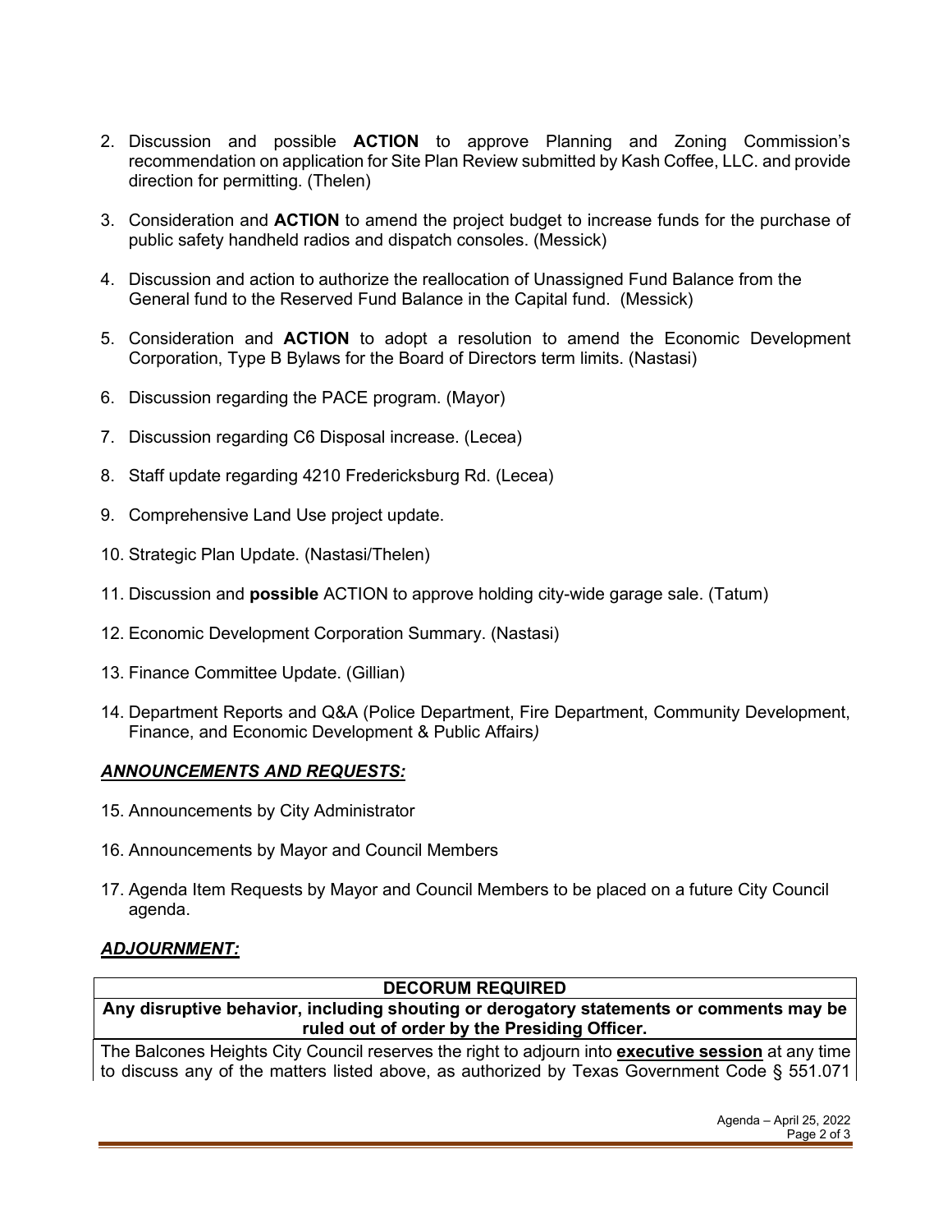2. Discussion and possible **ACTION** to approve Planning and Zoning Commission's recommendation on application for Site Plan Review submitted by Kash Coffee, LLC. and provide direction for permitting. (Thelen)

3. Consideration and **ACTION** to amend the project budget to increase funds for the purchase of public safety handheld radios and dispatch consoles. (Messick)

4. Discussion and action to authorize the reallocation of Unassigned Fund Balance from the General fund to the Reserved Fund Balance in the Capital fund. (Messick)

5. Consideration and **ACTION** to adopt a resolution to amend the Economic Development Corporation, Type B Bylaws for the Board of Directors term limits. (Nastasi)

6. Discussion regarding the PACE program. (Mayor)

7. Discussion regarding C6 Disposal increase. (Lecea)

8. Staff update regarding 4210 Fredericksburg Rd. (Lecea)

9. Comprehensive Land Use project update.

10. Strategic Plan Update. (Nastasi/Thelen)

11. Discussion and **possible** ACTION to approve holding city-wide garage sale. (Tatum)

12. Economic Development Corporation Summary. (Nastasi)

13. Finance Committee Update. (Gillian)

14. Department Reports and Q&A (Police Department, Fire Department, Community Development, Finance, and Economic Development & Public Affairs*)*

## ***ANNOUNCEMENTS AND REQUESTS:***

15. Announcements by City Administrator

16. Announcements by Mayor and Council Members

17. Agenda Item Requests by Mayor and Council Members to be placed on a future City Council agenda.

## ***ADJOURNMENT:***

| **DECORUM REQUIRED** |
| --- |
| **Any disruptive behavior, including shouting or derogatory statements or comments may be ruled out of order by the Presiding Officer.** |

The Balcones Heights City Council reserves the right to adjourn into **executive session** at any time to discuss any of the matters listed above, as authorized by Texas Government Code § 551.071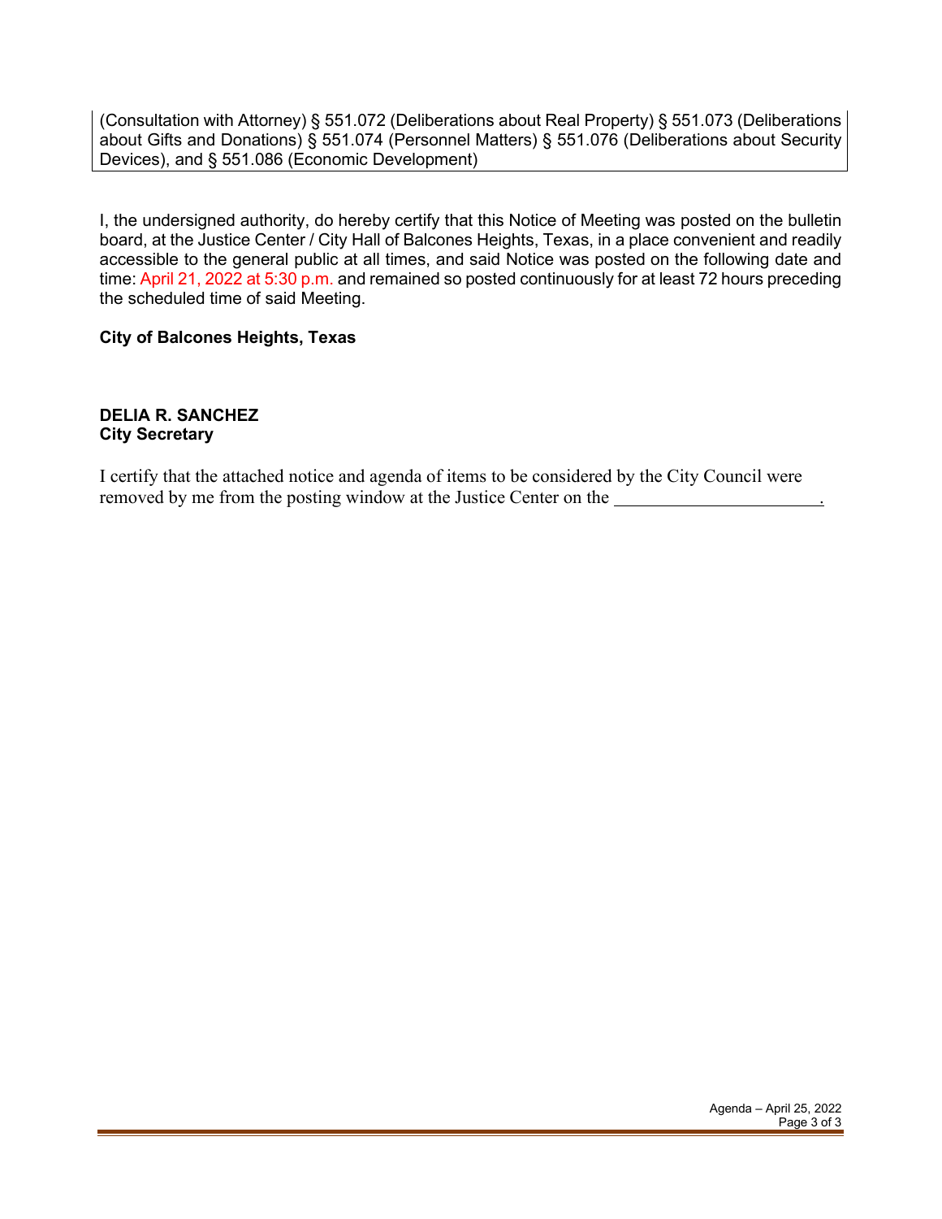(Consultation with Attorney) § 551.072 (Deliberations about Real Property) § 551.073 (Deliberations about Gifts and Donations) § 551.074 (Personnel Matters) § 551.076 (Deliberations about Security Devices), and § 551.086 (Economic Development)

I, the undersigned authority, do hereby certify that this Notice of Meeting was posted on the bulletin board, at the Justice Center / City Hall of Balcones Heights, Texas, in a place convenient and readily accessible to the general public at all times, and said Notice was posted on the following date and time: April 21, 2022 at 5:30 p.m. and remained so posted continuously for at least 72 hours preceding the scheduled time of said Meeting.

**City of Balcones Heights, Texas**

**DELIA R. SANCHEZ**
**City Secretary**

I certify that the attached notice and agenda of items to be considered by the City Council were removed by me from the posting window at the Justice Center on the ______________________.